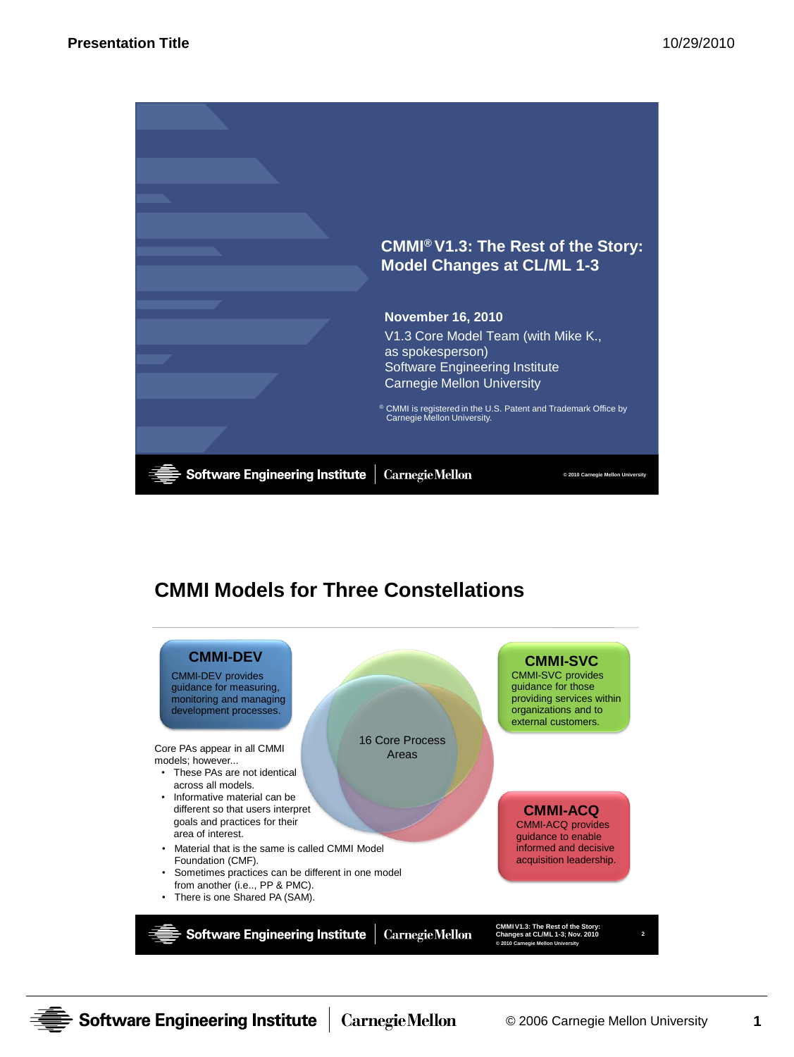# CMMI® V1.3: The Rest of the Story: Model Changes at CL/ML 1-3

**November 16, 2010**

V1.3 Core Model Team (with Mike K., as spokesperson)
Software Engineering Institute
Carnegie Mellon University

® CMMI is registered in the U.S. Patent and Trademark Office by Carnegie Mellon University.

Software Engineering Institute | Carnegie Mellon

© 2010 Carnegie Mellon University

## CMMI Models for Three Constellations

**CMMI-DEV**

CMMI-DEV provides guidance for measuring, monitoring and managing development processes.

**CMMI-SVC**

CMMI-SVC provides guidance for those providing services within organizations and to external customers.

**CMMI-ACQ**

CMMI-ACQ provides guidance to enable informed and decisive acquisition leadership.

16 Core Process Areas

Core PAs appear in all CMMI models; however...

- These PAs are not identical across all models.
- Informative material can be different so that users interpret goals and practices for their area of interest.
- Material that is the same is called CMMI Model Foundation (CMF).
- Sometimes practices can be different in one model from another (i.e.., PP & PMC).
- There is one Shared PA (SAM).

Software Engineering Institute | Carnegie Mellon

CMMI V1.3: The Rest of the Story: Changes at CL/ML 1-3; Nov. 2010
© 2010 Carnegie Mellon University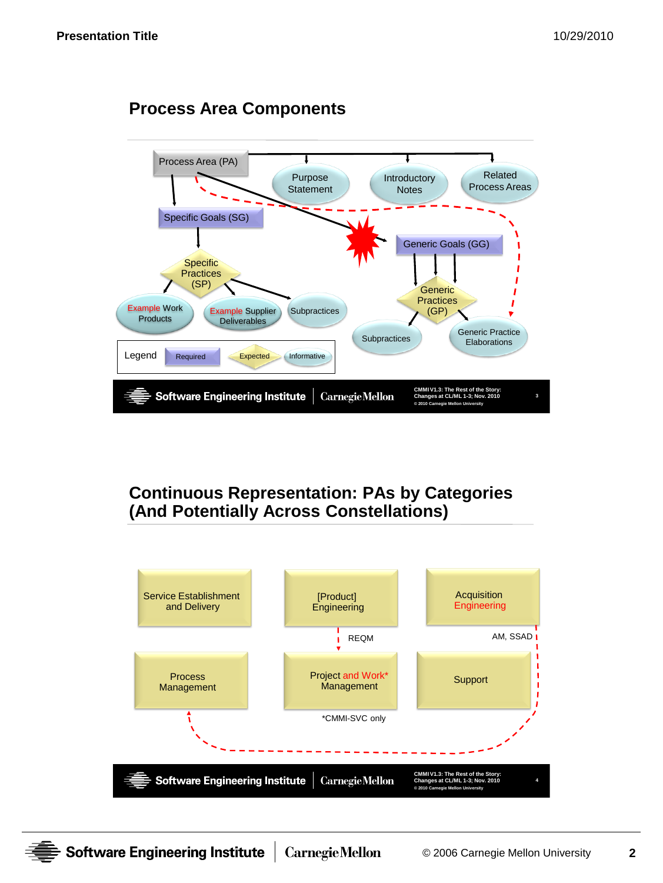## Process Area Components

Process Area (PA)

Purpose Statement

Introductory Notes

Related Process Areas

Specific Goals (SG)

Generic Goals (GG)

Specific Practices (SP)

Generic Practices (GP)

Example Work Products

Example Supplier Deliverables

Subpractices

Subpractices

Generic Practice Elaborations

Legend: Required | Expected | Informative

CMMI V1.3: The Rest of the Story: Changes at CL/ML 1-3; Nov. 2010

© 2010 Carnegie Mellon University

## Continuous Representation: PAs by Categories (And Potentially Across Constellations)

Service Establishment and Delivery

[Product] Engineering

Acquisition Engineering

REQM

AM, SSAD

Process Management

Project and Work* Management

Support

*CMMI-SVC only

CMMI V1.3: The Rest of the Story: Changes at CL/ML 1-3; Nov. 2010

© 2010 Carnegie Mellon University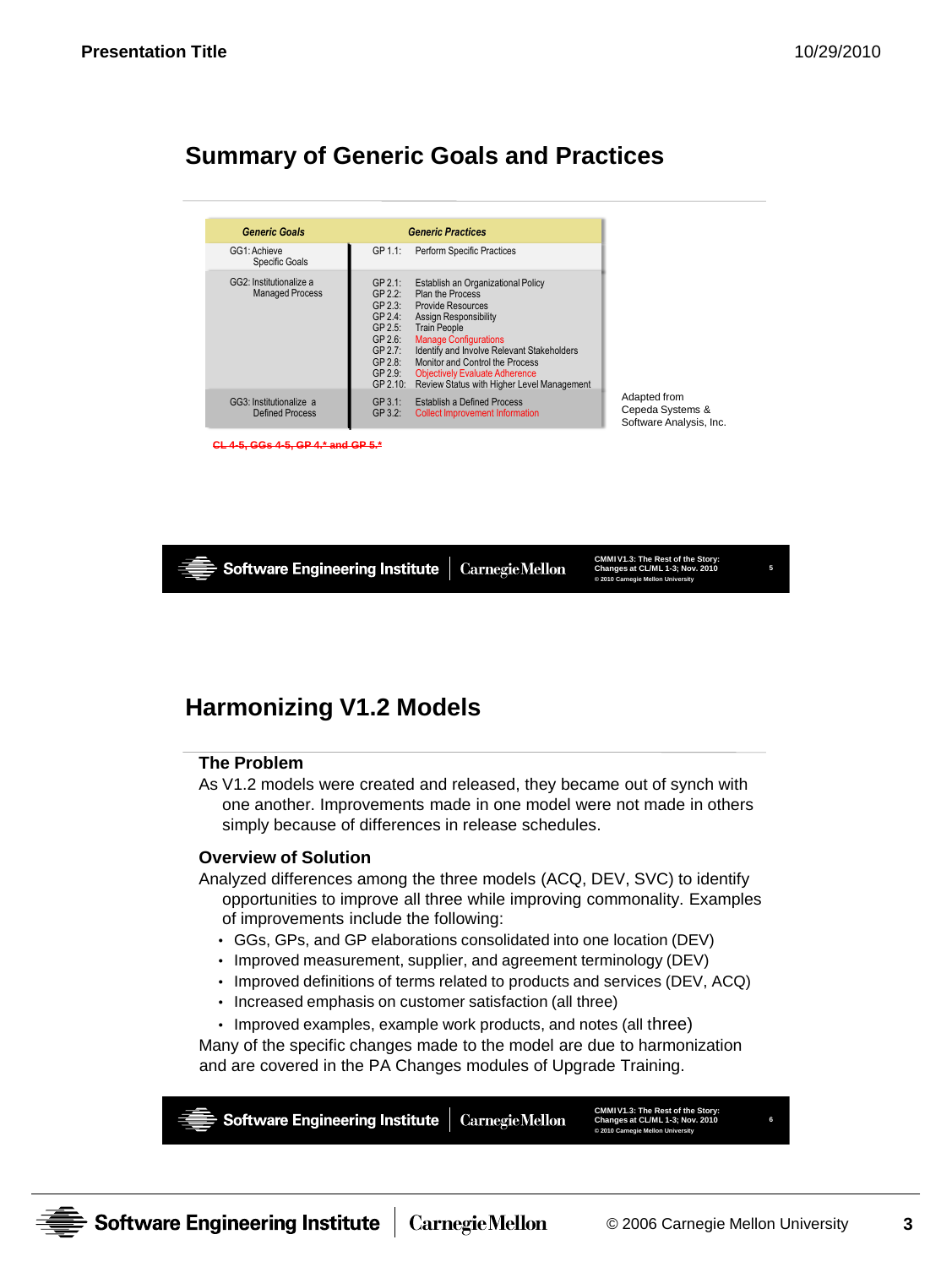## Summary of Generic Goals and Practices

| Generic Goals | Generic Practices | |
|---|---|---|
| GG1: Achieve Specific Goals | GP 1.1: | Perform Specific Practices |
| GG2: Institutionalize a Managed Process | GP 2.1: | Establish an Organizational Policy |
| | GP 2.2: | Plan the Process |
| | GP 2.3: | Provide Resources |
| | GP 2.4: | Assign Responsibility |
| | GP 2.5: | Train People |
| | GP 2.6: | Manage Configurations |
| | GP 2.7: | Identify and Involve Relevant Stakeholders |
| | GP 2.8: | Monitor and Control the Process |
| | GP 2.9: | Objectively Evaluate Adherence |
| | GP 2.10: | Review Status with Higher Level Management |
| GG3: Institutionalize a Defined Process | GP 3.1: | Establish a Defined Process |
| | GP 3.2: | Collect Improvement Information |

Adapted from Cepeda Systems & Software Analysis, Inc.

~~CL 4-5, GGs 4-5, GP 4.* and GP 5.*~~

## Harmonizing V1.2 Models

### The Problem

As V1.2 models were created and released, they became out of synch with one another. Improvements made in one model were not made in others simply because of differences in release schedules.

### Overview of Solution

Analyzed differences among the three models (ACQ, DEV, SVC) to identify opportunities to improve all three while improving commonality. Examples of improvements include the following:

- GGs, GPs, and GP elaborations consolidated into one location (DEV)
- Improved measurement, supplier, and agreement terminology (DEV)
- Improved definitions of terms related to products and services (DEV, ACQ)
- Increased emphasis on customer satisfaction (all three)
- Improved examples, example work products, and notes (all three)

Many of the specific changes made to the model are due to harmonization and are covered in the PA Changes modules of Upgrade Training.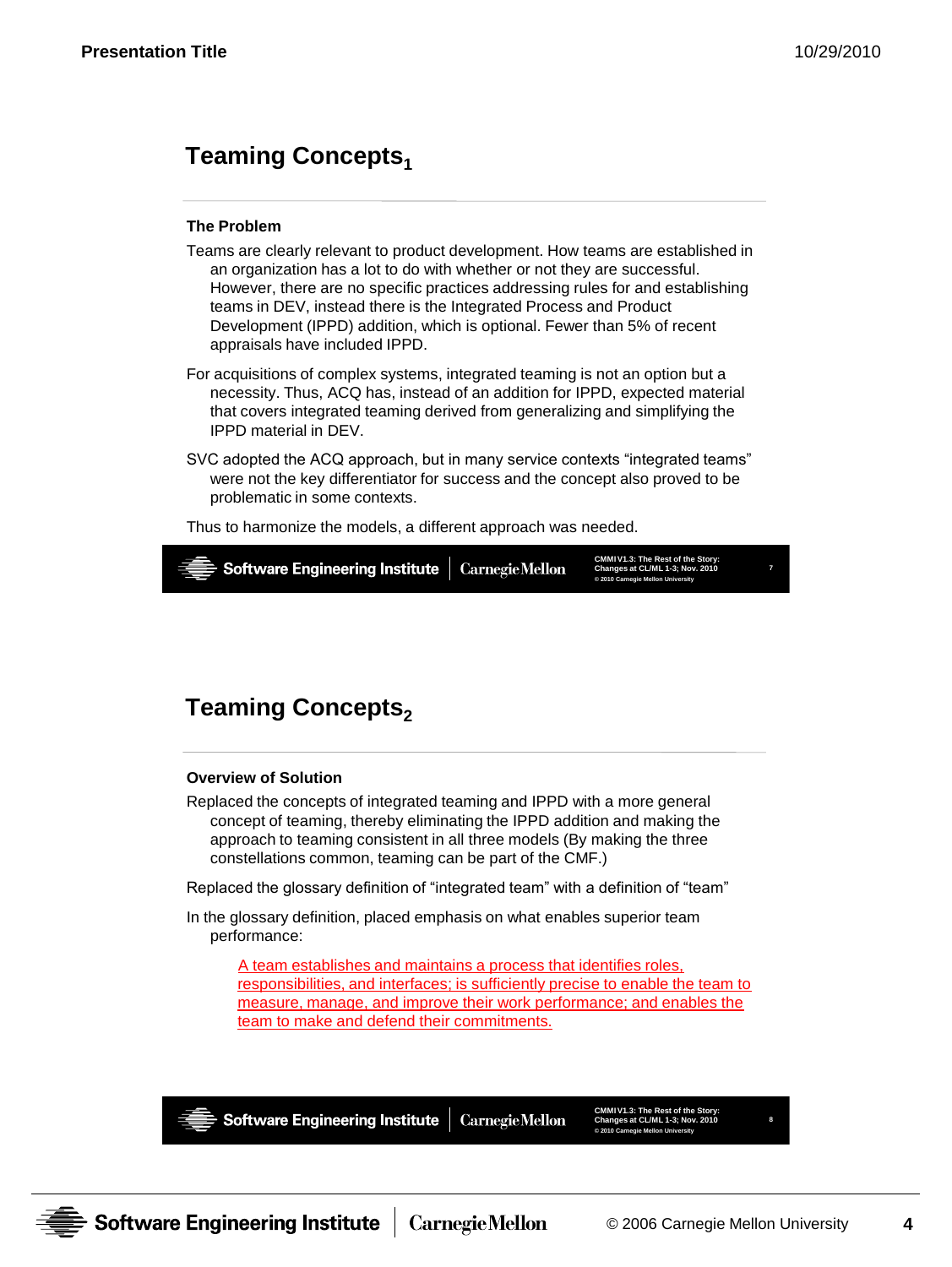## Teaming Concepts$_1$

**The Problem**

Teams are clearly relevant to product development. How teams are established in an organization has a lot to do with whether or not they are successful. However, there are no specific practices addressing rules for and establishing teams in DEV, instead there is the Integrated Process and Product Development (IPPD) addition, which is optional. Fewer than 5% of recent appraisals have included IPPD.

For acquisitions of complex systems, integrated teaming is not an option but a necessity. Thus, ACQ has, instead of an addition for IPPD, expected material that covers integrated teaming derived from generalizing and simplifying the IPPD material in DEV.

SVC adopted the ACQ approach, but in many service contexts "integrated teams" were not the key differentiator for success and the concept also proved to be problematic in some contexts.

Thus to harmonize the models, a different approach was needed.

## Teaming Concepts$_2$

**Overview of Solution**

Replaced the concepts of integrated teaming and IPPD with a more general concept of teaming, thereby eliminating the IPPD addition and making the approach to teaming consistent in all three models (By making the three constellations common, teaming can be part of the CMF.)

Replaced the glossary definition of "integrated team" with a definition of "team"

In the glossary definition, placed emphasis on what enables superior team performance:

> A team establishes and maintains a process that identifies roles, responsibilities, and interfaces; is sufficiently precise to enable the team to measure, manage, and improve their work performance; and enables the team to make and defend their commitments.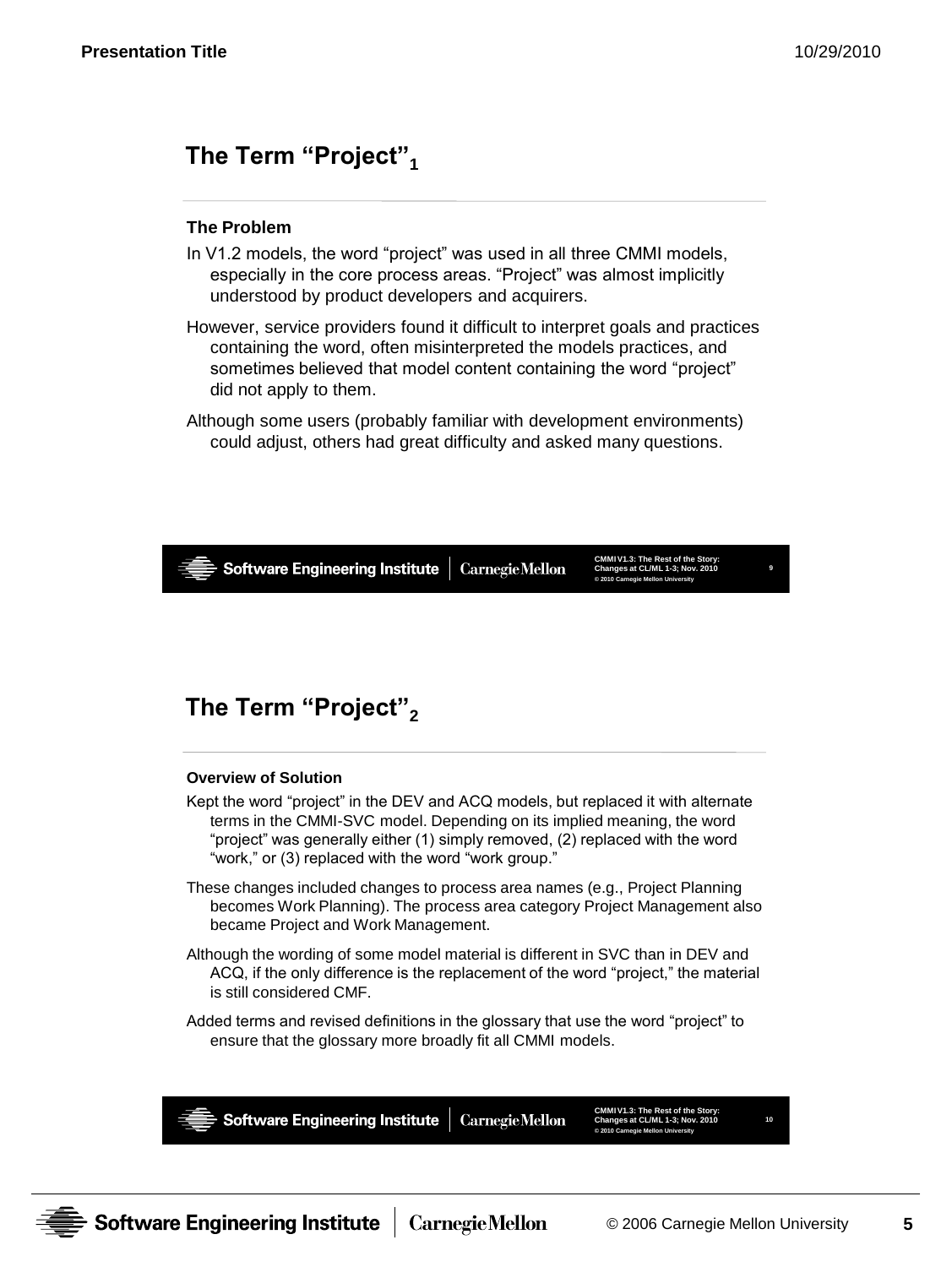## The Term "Project"$_1$

**The Problem**

In V1.2 models, the word "project" was used in all three CMMI models, especially in the core process areas. "Project" was almost implicitly understood by product developers and acquirers.

However, service providers found it difficult to interpret goals and practices containing the word, often misinterpreted the models practices, and sometimes believed that model content containing the word "project" did not apply to them.

Although some users (probably familiar with development environments) could adjust, others had great difficulty and asked many questions.

## The Term "Project"$_2$

**Overview of Solution**

Kept the word "project" in the DEV and ACQ models, but replaced it with alternate terms in the CMMI-SVC model. Depending on its implied meaning, the word "project" was generally either (1) simply removed, (2) replaced with the word "work," or (3) replaced with the word "work group."

These changes included changes to process area names (e.g., Project Planning becomes Work Planning). The process area category Project Management also became Project and Work Management.

Although the wording of some model material is different in SVC than in DEV and ACQ, if the only difference is the replacement of the word "project," the material is still considered CMF.

Added terms and revised definitions in the glossary that use the word "project" to ensure that the glossary more broadly fit all CMMI models.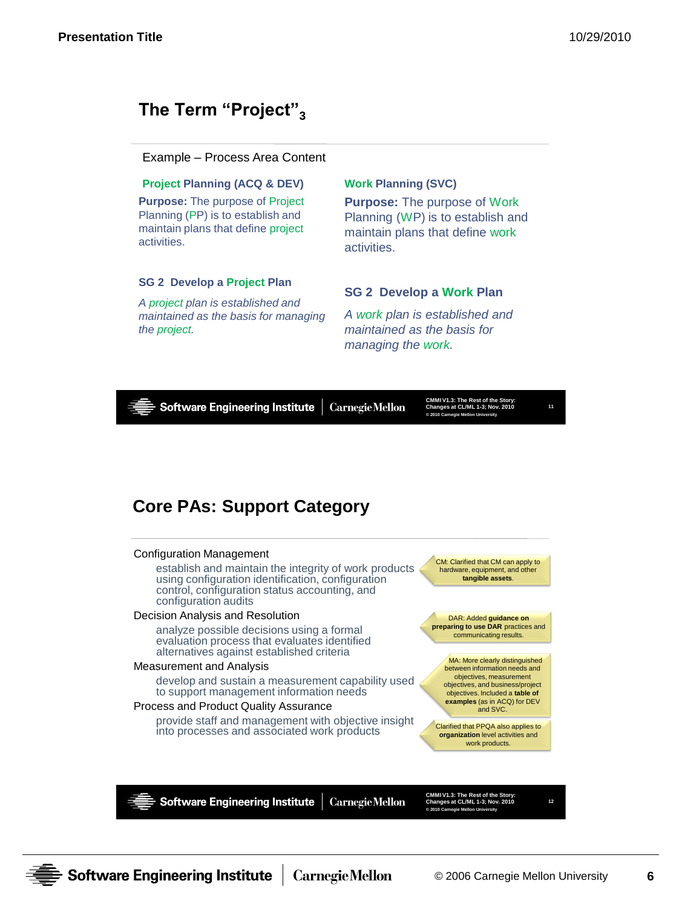## The Term "Project"[3]

Example – Process Area Content

**Project Planning (ACQ & DEV)**

**Purpose:** The purpose of Project Planning (PP) is to establish and maintain plans that define project activities.

**SG 2 Develop a Project Plan**

*A project plan is established and maintained as the basis for managing the project.*

**Work Planning (SVC)**

**Purpose:** The purpose of Work Planning (WP) is to establish and maintain plans that define work activities.

**SG 2 Develop a Work Plan**

*A work plan is established and maintained as the basis for managing the work.*

CMMI V1.3: The Rest of the Story: Changes at CL/ML 1-3; Nov. 2010
© 2010 Carnegie Mellon University

## Core PAs: Support Category

Configuration Management

- establish and maintain the integrity of work products using configuration identification, configuration control, configuration status accounting, and configuration audits

Decision Analysis and Resolution

- analyze possible decisions using a formal evaluation process that evaluates identified alternatives against established criteria

Measurement and Analysis

- develop and sustain a measurement capability used to support management information needs

Process and Product Quality Assurance

- provide staff and management with objective insight into processes and associated work products

CM: Clarified that CM can apply to hardware, equipment, and other **tangible assets**.

DAR: Added **guidance on preparing to use DAR** practices and communicating results.

MA: More clearly distinguished between information needs and objectives, measurement objectives, and business/project objectives. Included a **table of examples** (as in ACQ) for DEV and SVC.

Clarified that PPQA also applies to **organization** level activities and work products.

CMMI V1.3: The Rest of the Story: Changes at CL/ML 1-3; Nov. 2010
© 2010 Carnegie Mellon University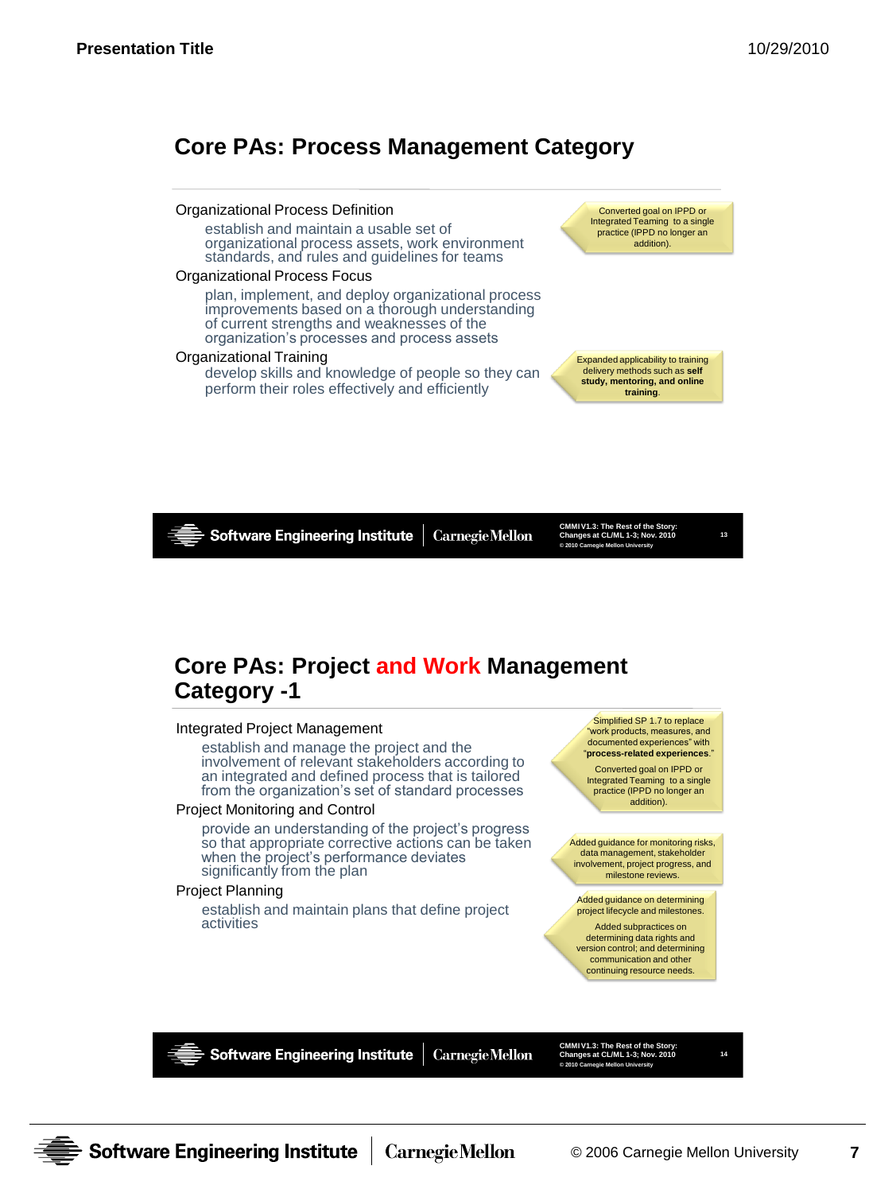## Core PAs: Process Management Category

Organizational Process Definition

establish and maintain a usable set of organizational process assets, work environment standards, and rules and guidelines for teams

> Converted goal on IPPD or Integrated Teaming to a single practice (IPPD no longer an addition).

Organizational Process Focus

plan, implement, and deploy organizational process improvements based on a thorough understanding of current strengths and weaknesses of the organization's processes and process assets

Organizational Training

develop skills and knowledge of people so they can perform their roles effectively and efficiently

> Expanded applicability to training delivery methods such as **self study, mentoring, and online training**.

CMMI V1.3: The Rest of the Story: Changes at CL/ML 1-3; Nov. 2010
© 2010 Carnegie Mellon University

## Core PAs: Project and Work Management Category -1

Integrated Project Management

establish and manage the project and the involvement of relevant stakeholders according to an integrated and defined process that is tailored from the organization's set of standard processes

> Simplified SP 1.7 to replace "work products, measures, and documented experiences" with "**process-related experiences**."
>
> Converted goal on IPPD or Integrated Teaming to a single practice (IPPD no longer an addition).

Project Monitoring and Control

provide an understanding of the project's progress so that appropriate corrective actions can be taken when the project's performance deviates significantly from the plan

> Added guidance for monitoring risks, data management, stakeholder involvement, project progress, and milestone reviews.

Project Planning

establish and maintain plans that define project activities

> Added guidance on determining project lifecycle and milestones.
>
> Added subpractices on determining data rights and version control; and determining communication and other continuing resource needs.

CMMI V1.3: The Rest of the Story: Changes at CL/ML 1-3; Nov. 2010
© 2010 Carnegie Mellon University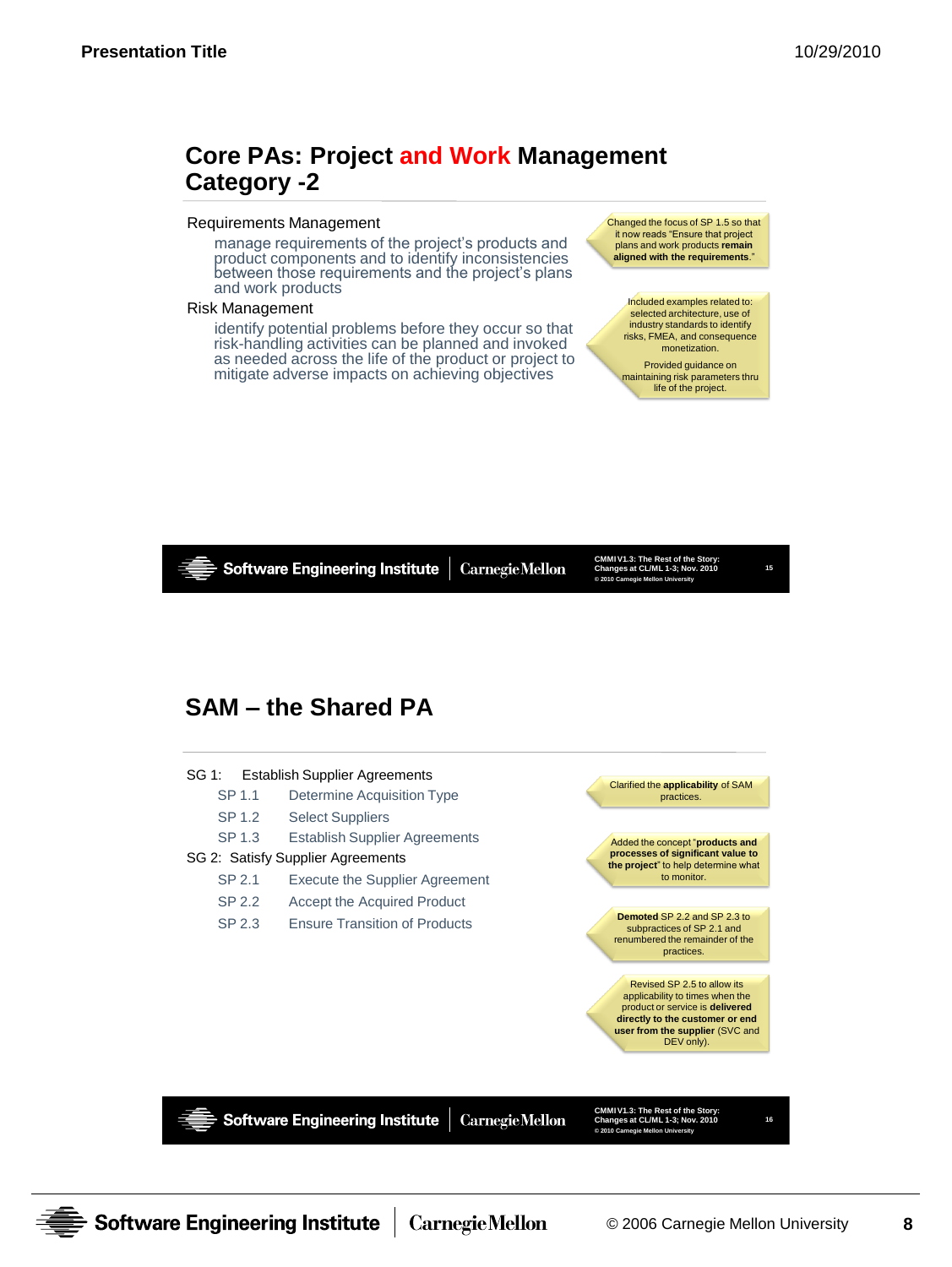## Core PAs: Project and Work Management Category -2

Requirements Management

manage requirements of the project's products and product components and to identify inconsistencies between those requirements and the project's plans and work products

Risk Management

identify potential problems before they occur so that risk-handling activities can be planned and invoked as needed across the life of the product or project to mitigate adverse impacts on achieving objectives

Changed the focus of SP 1.5 so that it now reads "Ensure that project plans and work products **remain aligned with the requirements**."

Included examples related to: selected architecture, use of industry standards to identify risks, FMEA, and consequence monetization.

Provided guidance on maintaining risk parameters thru life of the project.

## SAM – the Shared PA

SG 1: Establish Supplier Agreements

- SP 1.1 Determine Acquisition Type
- SP 1.2 Select Suppliers
- SP 1.3 Establish Supplier Agreements

SG 2: Satisfy Supplier Agreements

- SP 2.1 Execute the Supplier Agreement
- SP 2.2 Accept the Acquired Product
- SP 2.3 Ensure Transition of Products

Clarified the **applicability** of SAM practices.

Added the concept "**products and processes of significant value to the project**" to help determine what to monitor.

**Demoted** SP 2.2 and SP 2.3 to subpractices of SP 2.1 and renumbered the remainder of the practices.

Revised SP 2.5 to allow its applicability to times when the product or service is **delivered directly to the customer or end user from the supplier** (SVC and DEV only).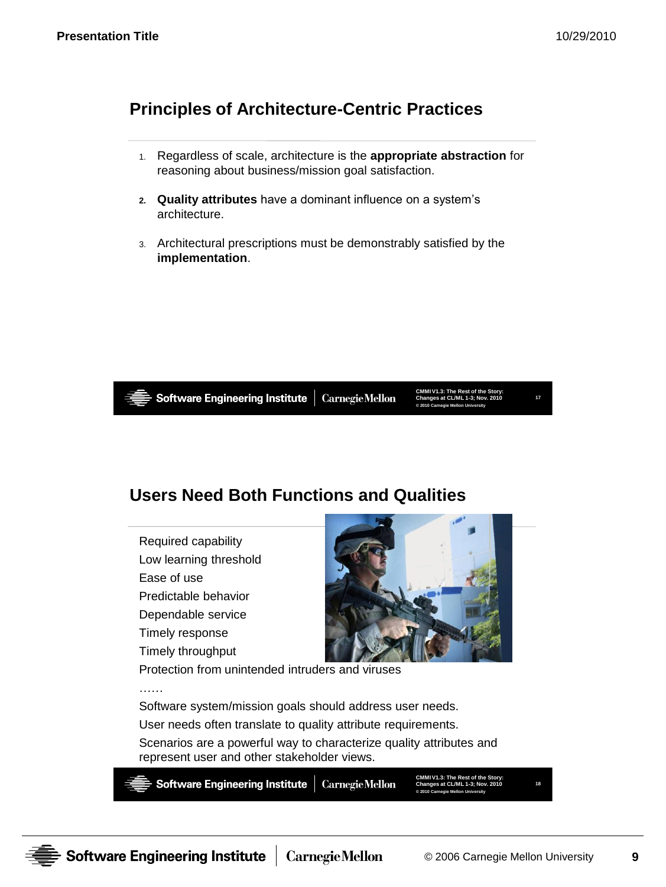## Principles of Architecture-Centric Practices

1. Regardless of scale, architecture is the **appropriate abstraction** for reasoning about business/mission goal satisfaction.
2. **Quality attributes** have a dominant influence on a system's architecture.
3. Architectural prescriptions must be demonstrably satisfied by the **implementation**.

## Users Need Both Functions and Qualities

Required capability
Low learning threshold
Ease of use
Predictable behavior
Dependable service
Timely response
Timely throughput
Protection from unintended intruders and viruses
……
Software system/mission goals should address user needs.
User needs often translate to quality attribute requirements.
Scenarios are a powerful way to characterize quality attributes and represent user and other stakeholder views.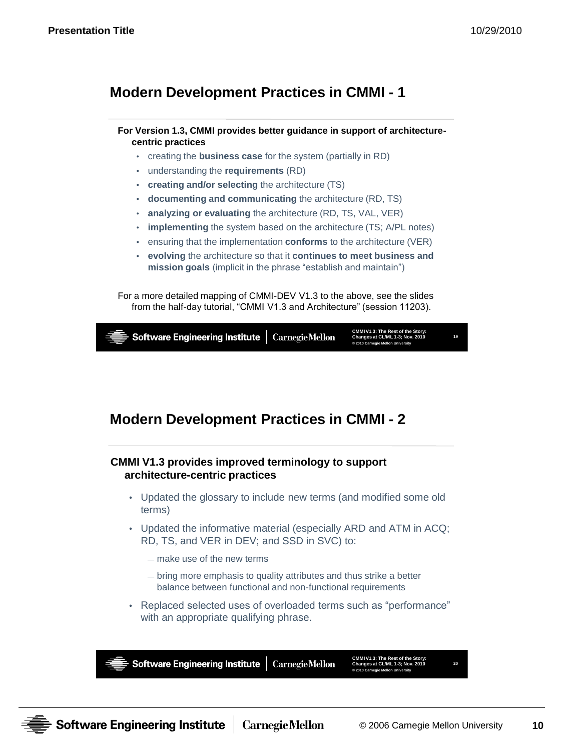## Modern Development Practices in CMMI - 1

**For Version 1.3, CMMI provides better guidance in support of architecture-centric practices**

- creating the **business case** for the system (partially in RD)
- understanding the **requirements** (RD)
- **creating and/or selecting** the architecture (TS)
- **documenting and communicating** the architecture (RD, TS)
- **analyzing or evaluating** the architecture (RD, TS, VAL, VER)
- **implementing** the system based on the architecture (TS; A/PL notes)
- ensuring that the implementation **conforms** to the architecture (VER)
- **evolving** the architecture so that it **continues to meet business and mission goals** (implicit in the phrase "establish and maintain")

For a more detailed mapping of CMMI-DEV V1.3 to the above, see the slides from the half-day tutorial, "CMMI V1.3 and Architecture" (session 11203).

## Modern Development Practices in CMMI - 2

**CMMI V1.3 provides improved terminology to support architecture-centric practices**

- Updated the glossary to include new terms (and modified some old terms)
- Updated the informative material (especially ARD and ATM in ACQ; RD, TS, and VER in DEV; and SSD in SVC) to:
  - make use of the new terms
  - bring more emphasis to quality attributes and thus strike a better balance between functional and non-functional requirements
- Replaced selected uses of overloaded terms such as "performance" with an appropriate qualifying phrase.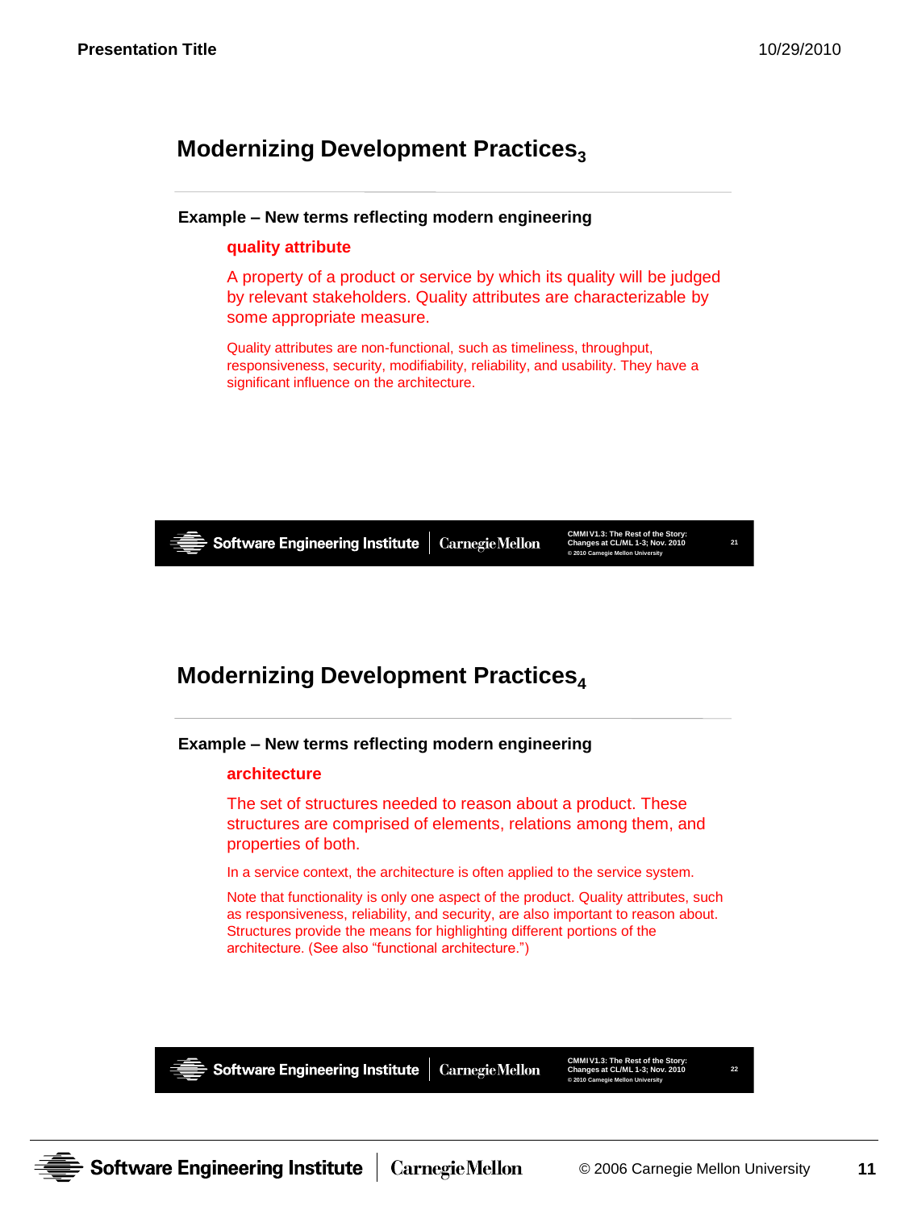## Modernizing Development Practices$_3$

**Example – New terms reflecting modern engineering**

**quality attribute**

A property of a product or service by which its quality will be judged by relevant stakeholders. Quality attributes are characterizable by some appropriate measure.

Quality attributes are non-functional, such as timeliness, throughput, responsiveness, security, modifiability, reliability, and usability. They have a significant influence on the architecture.

## Modernizing Development Practices$_4$

**Example – New terms reflecting modern engineering**

**architecture**

The set of structures needed to reason about a product. These structures are comprised of elements, relations among them, and properties of both.

In a service context, the architecture is often applied to the service system.

Note that functionality is only one aspect of the product. Quality attributes, such as responsiveness, reliability, and security, are also important to reason about. Structures provide the means for highlighting different portions of the architecture. (See also "functional architecture.")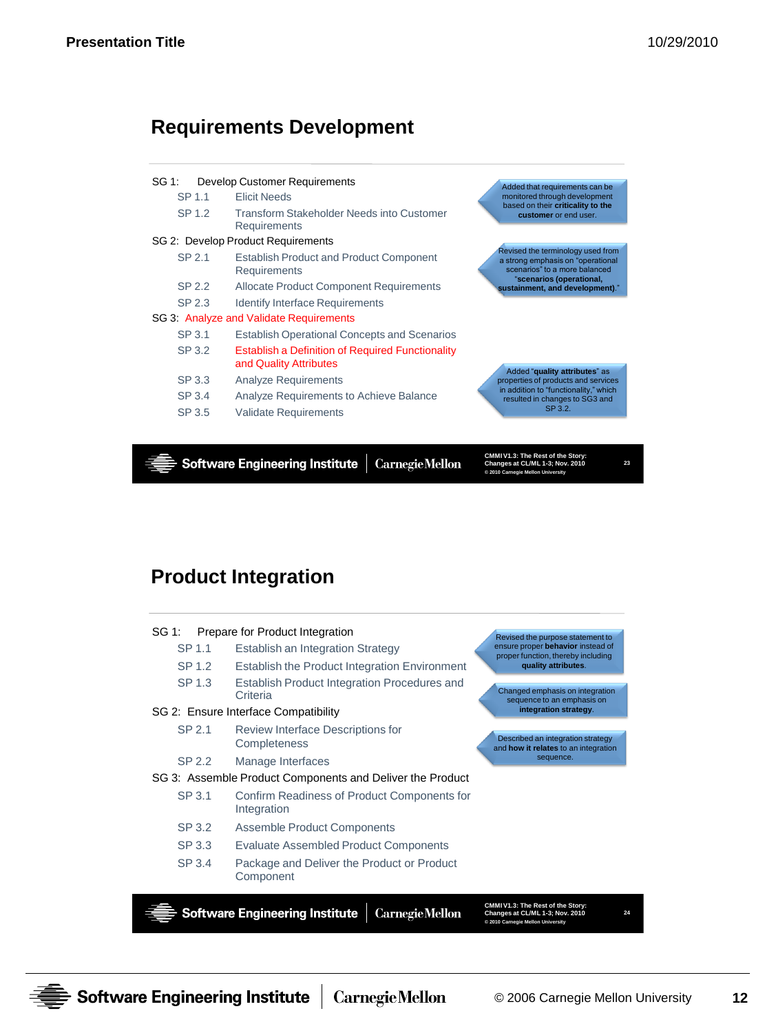## Requirements Development

SG 1: Develop Customer Requirements

- SP 1.1 Elicit Needs
- SP 1.2 Transform Stakeholder Needs into Customer Requirements

SG 2: Develop Product Requirements

- SP 2.1 Establish Product and Product Component Requirements
- SP 2.2 Allocate Product Component Requirements
- SP 2.3 Identify Interface Requirements

SG 3: Analyze and Validate Requirements

- SP 3.1 Establish Operational Concepts and Scenarios
- SP 3.2 Establish a Definition of Required Functionality and Quality Attributes
- SP 3.3 Analyze Requirements
- SP 3.4 Analyze Requirements to Achieve Balance
- SP 3.5 Validate Requirements

> Added that requirements can be monitored through development based on their **criticality to the customer** or end user.

> Revised the terminology used from a strong emphasis on "operational scenarios" to a more balanced "**scenarios (operational, sustainment, and development)**."

> Added "**quality attributes**" as properties of products and services in addition to "functionality," which resulted in changes to SG3 and SP 3.2.

CMMI V1.3: The Rest of the Story: Changes at CL/ML 1-3; Nov. 2010
© 2010 Carnegie Mellon University

## Product Integration

SG 1: Prepare for Product Integration

- SP 1.1 Establish an Integration Strategy
- SP 1.2 Establish the Product Integration Environment
- SP 1.3 Establish Product Integration Procedures and Criteria

SG 2: Ensure Interface Compatibility

- SP 2.1 Review Interface Descriptions for Completeness
- SP 2.2 Manage Interfaces

SG 3: Assemble Product Components and Deliver the Product

- SP 3.1 Confirm Readiness of Product Components for Integration
- SP 3.2 Assemble Product Components
- SP 3.3 Evaluate Assembled Product Components
- SP 3.4 Package and Deliver the Product or Product Component

> Revised the purpose statement to ensure proper **behavior** instead of proper function, thereby including **quality attributes**.

> Changed emphasis on integration sequence to an emphasis on **integration strategy**.

> Described an integration strategy and **how it relates** to an integration sequence.

CMMI V1.3: The Rest of the Story: Changes at CL/ML 1-3; Nov. 2010
© 2010 Carnegie Mellon University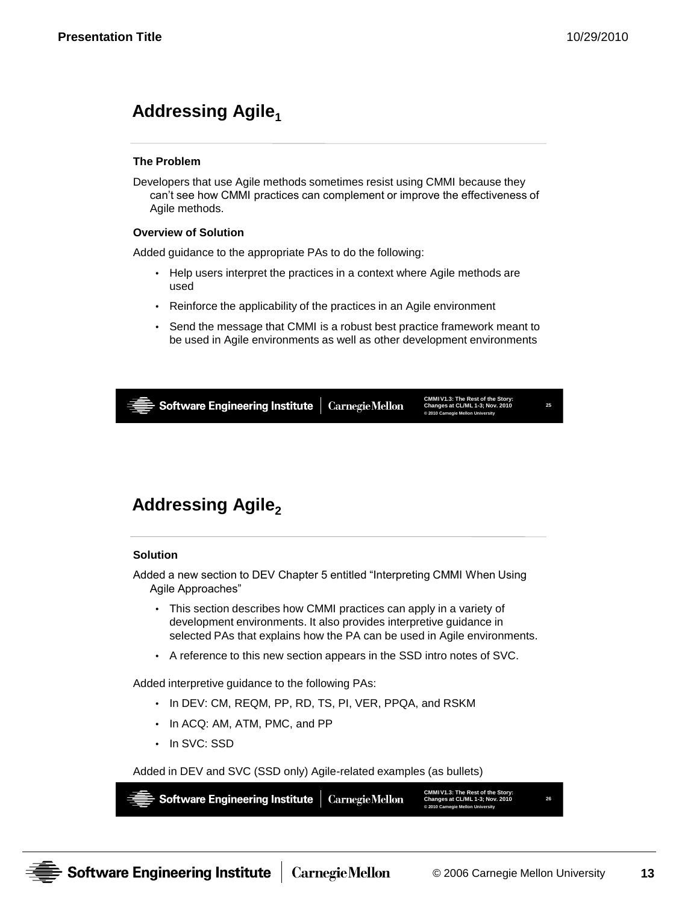## Addressing Agile$_1$

**The Problem**

Developers that use Agile methods sometimes resist using CMMI because they can't see how CMMI practices can complement or improve the effectiveness of Agile methods.

**Overview of Solution**

Added guidance to the appropriate PAs to do the following:

- Help users interpret the practices in a context where Agile methods are used
- Reinforce the applicability of the practices in an Agile environment
- Send the message that CMMI is a robust best practice framework meant to be used in Agile environments as well as other development environments

## Addressing Agile$_2$

**Solution**

Added a new section to DEV Chapter 5 entitled "Interpreting CMMI When Using Agile Approaches"

- This section describes how CMMI practices can apply in a variety of development environments. It also provides interpretive guidance in selected PAs that explains how the PA can be used in Agile environments.
- A reference to this new section appears in the SSD intro notes of SVC.

Added interpretive guidance to the following PAs:

- In DEV: CM, REQM, PP, RD, TS, PI, VER, PPQA, and RSKM
- In ACQ: AM, ATM, PMC, and PP
- In SVC: SSD

Added in DEV and SVC (SSD only) Agile-related examples (as bullets)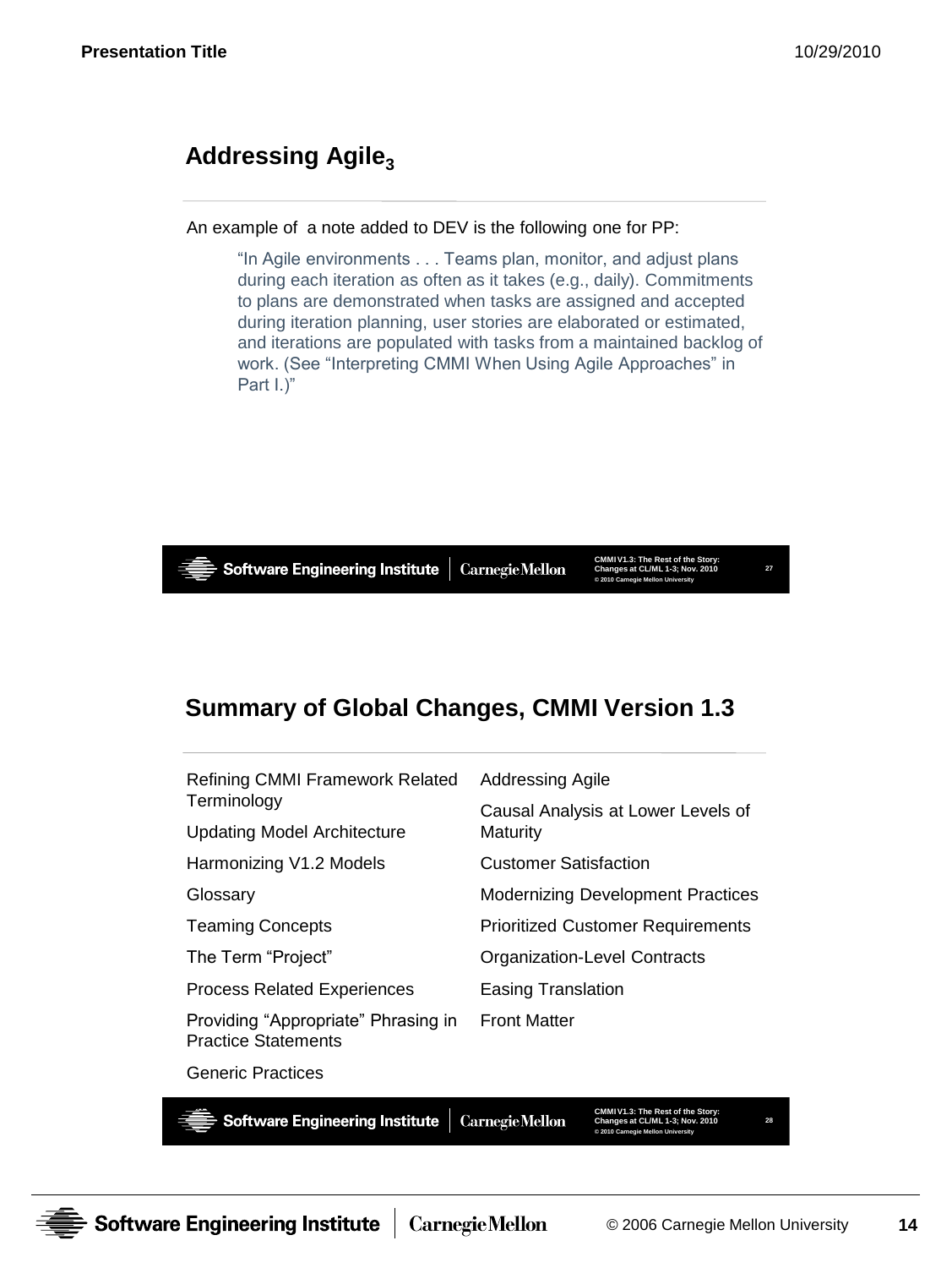## Addressing Agile$_3$

An example of a note added to DEV is the following one for PP:

> "In Agile environments . . . Teams plan, monitor, and adjust plans during each iteration as often as it takes (e.g., daily). Commitments to plans are demonstrated when tasks are assigned and accepted during iteration planning, user stories are elaborated or estimated, and iterations are populated with tasks from a maintained backlog of work. (See "Interpreting CMMI When Using Agile Approaches" in Part I.)"

## Summary of Global Changes, CMMI Version 1.3

- Refining CMMI Framework Related Terminology
- Updating Model Architecture
- Harmonizing V1.2 Models
- Glossary
- Teaming Concepts
- The Term "Project"
- Process Related Experiences
- Providing "Appropriate" Phrasing in Practice Statements
- Generic Practices
- Addressing Agile
- Causal Analysis at Lower Levels of Maturity
- Customer Satisfaction
- Modernizing Development Practices
- Prioritized Customer Requirements
- Organization-Level Contracts
- Easing Translation
- Front Matter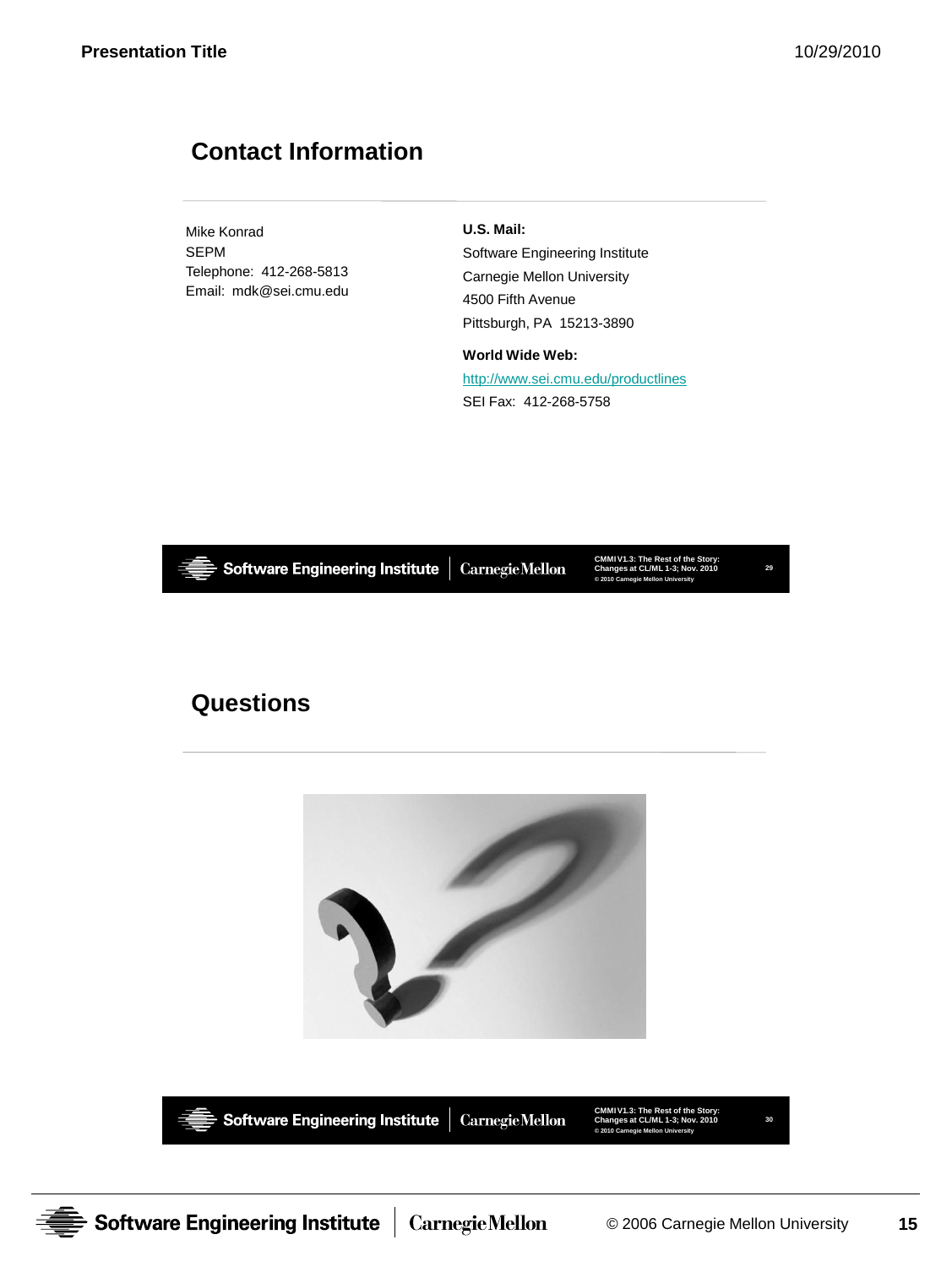## Contact Information

Mike Konrad
SEPM
Telephone: 412-268-5813
Email: mdk@sei.cmu.edu

**U.S. Mail:**
Software Engineering Institute
Carnegie Mellon University
4500 Fifth Avenue
Pittsburgh, PA 15213-3890

**World Wide Web:**
http://www.sei.cmu.edu/productlines
SEI Fax: 412-268-5758

Software Engineering Institute | Carnegie Mellon — CMMI V1.3: The Rest of the Story: Changes at CL/ML 1-3; Nov. 2010 — © 2010 Carnegie Mellon University — 29

## Questions

Software Engineering Institute | Carnegie Mellon — CMMI V1.3: The Rest of the Story: Changes at CL/ML 1-3; Nov. 2010 — © 2010 Carnegie Mellon University — 30